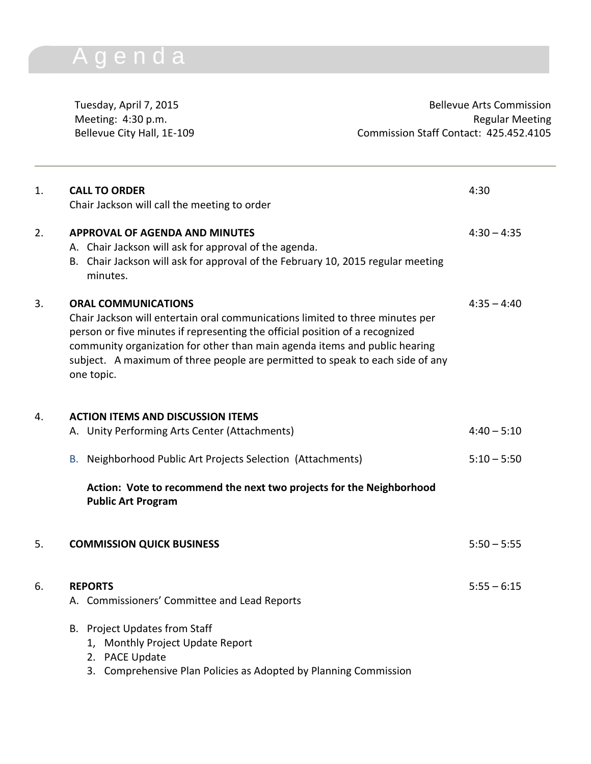# Agenda

Tuesday, April 7, 2015
Meeting: 4:30 p.m.
Bellevue City Hall, 1E-109

Bellevue Arts Commission
Regular Meeting
Commission Staff Contact: 425.452.4105

---

1. **CALL TO ORDER** — 4:30
   Chair Jackson will call the meeting to order

2. **APPROVAL OF AGENDA AND MINUTES** — 4:30 – 4:35
   A. Chair Jackson will ask for approval of the agenda.
   B. Chair Jackson will ask for approval of the February 10, 2015 regular meeting minutes.

3. **ORAL COMMUNICATIONS** — 4:35 – 4:40
   Chair Jackson will entertain oral communications limited to three minutes per person or five minutes if representing the official position of a recognized community organization for other than main agenda items and public hearing subject. A maximum of three people are permitted to speak to each side of any one topic.

4. **ACTION ITEMS AND DISCUSSION ITEMS**
   A. Unity Performing Arts Center (Attachments) — 4:40 – 5:10

   B. Neighborhood Public Art Projects Selection (Attachments) — 5:10 – 5:50

   **Action: Vote to recommend the next two projects for the Neighborhood Public Art Program**

5. **COMMISSION QUICK BUSINESS** — 5:50 – 5:55

6. **REPORTS** — 5:55 – 6:15
   A. Commissioners' Committee and Lead Reports

   B. Project Updates from Staff
      1, Monthly Project Update Report
      2. PACE Update
      3. Comprehensive Plan Policies as Adopted by Planning Commission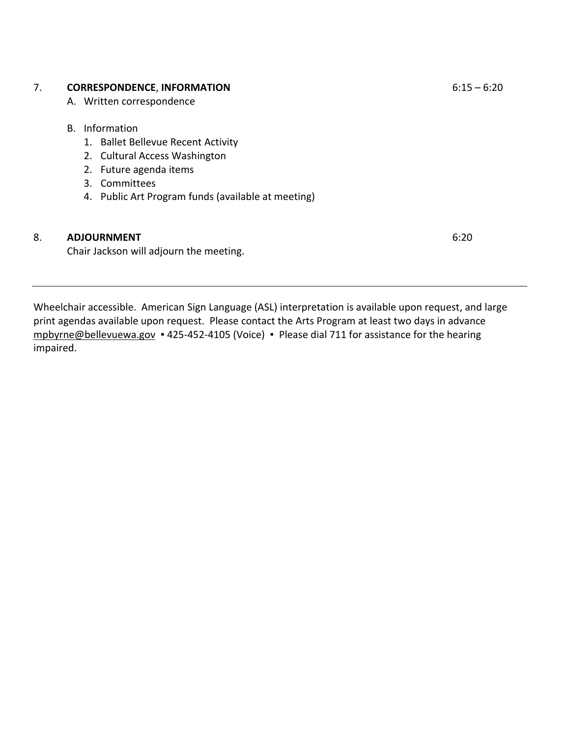7. **CORRESPONDENCE**, **INFORMATION** 6:15 – 6:20

A. Written correspondence

B. Information
   1. Ballet Bellevue Recent Activity
   2. Cultural Access Washington
   2. Future agenda items
   3. Committees
   4. Public Art Program funds (available at meeting)

8. **ADJOURNMENT** 6:20

Chair Jackson will adjourn the meeting.

---

Wheelchair accessible. American Sign Language (ASL) interpretation is available upon request, and large print agendas available upon request. Please contact the Arts Program at least two days in advance mpbyrne@bellevuewa.gov ▪ 425-452-4105 (Voice) ▪ Please dial 711 for assistance for the hearing impaired.